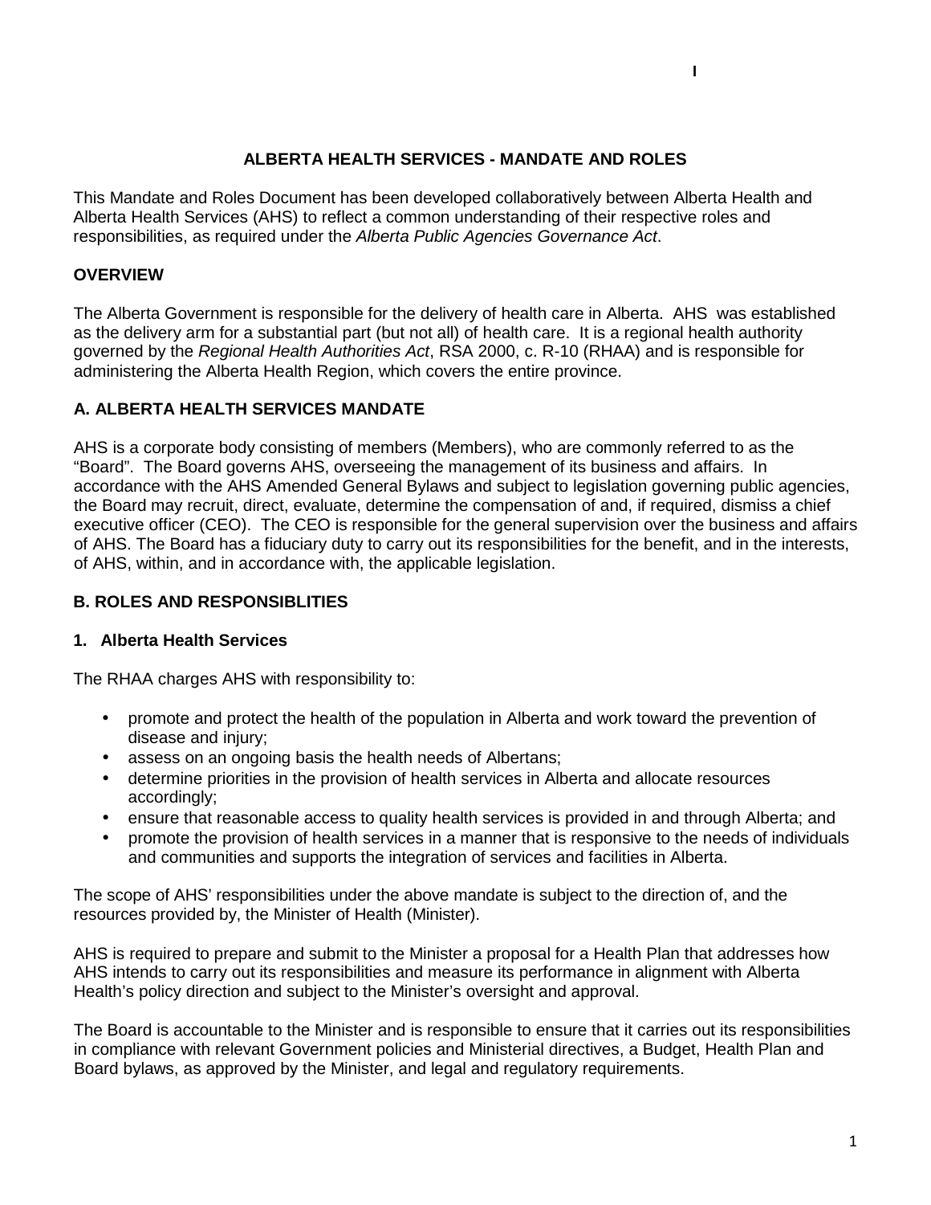# ALBERTA HEALTH SERVICES - MANDATE AND ROLES

This Mandate and Roles Document has been developed collaboratively between Alberta Health and Alberta Health Services (AHS) to reflect a common understanding of their respective roles and responsibilities, as required under the *Alberta Public Agencies Governance Act*.

## OVERVIEW

The Alberta Government is responsible for the delivery of health care in Alberta. AHS was established as the delivery arm for a substantial part (but not all) of health care. It is a regional health authority governed by the *Regional Health Authorities Act*, RSA 2000, c. R-10 (RHAA) and is responsible for administering the Alberta Health Region, which covers the entire province.

## A. ALBERTA HEALTH SERVICES MANDATE

AHS is a corporate body consisting of members (Members), who are commonly referred to as the "Board". The Board governs AHS, overseeing the management of its business and affairs. In accordance with the AHS Amended General Bylaws and subject to legislation governing public agencies, the Board may recruit, direct, evaluate, determine the compensation of and, if required, dismiss a chief executive officer (CEO). The CEO is responsible for the general supervision over the business and affairs of AHS. The Board has a fiduciary duty to carry out its responsibilities for the benefit, and in the interests, of AHS, within, and in accordance with, the applicable legislation.

## B. ROLES AND RESPONSIBLITIES

### 1. Alberta Health Services

The RHAA charges AHS with responsibility to:

- promote and protect the health of the population in Alberta and work toward the prevention of disease and injury;
- assess on an ongoing basis the health needs of Albertans;
- determine priorities in the provision of health services in Alberta and allocate resources accordingly;
- ensure that reasonable access to quality health services is provided in and through Alberta; and
- promote the provision of health services in a manner that is responsive to the needs of individuals and communities and supports the integration of services and facilities in Alberta.

The scope of AHS' responsibilities under the above mandate is subject to the direction of, and the resources provided by, the Minister of Health (Minister).

AHS is required to prepare and submit to the Minister a proposal for a Health Plan that addresses how AHS intends to carry out its responsibilities and measure its performance in alignment with Alberta Health's policy direction and subject to the Minister's oversight and approval.

The Board is accountable to the Minister and is responsible to ensure that it carries out its responsibilities in compliance with relevant Government policies and Ministerial directives, a Budget, Health Plan and Board bylaws, as approved by the Minister, and legal and regulatory requirements.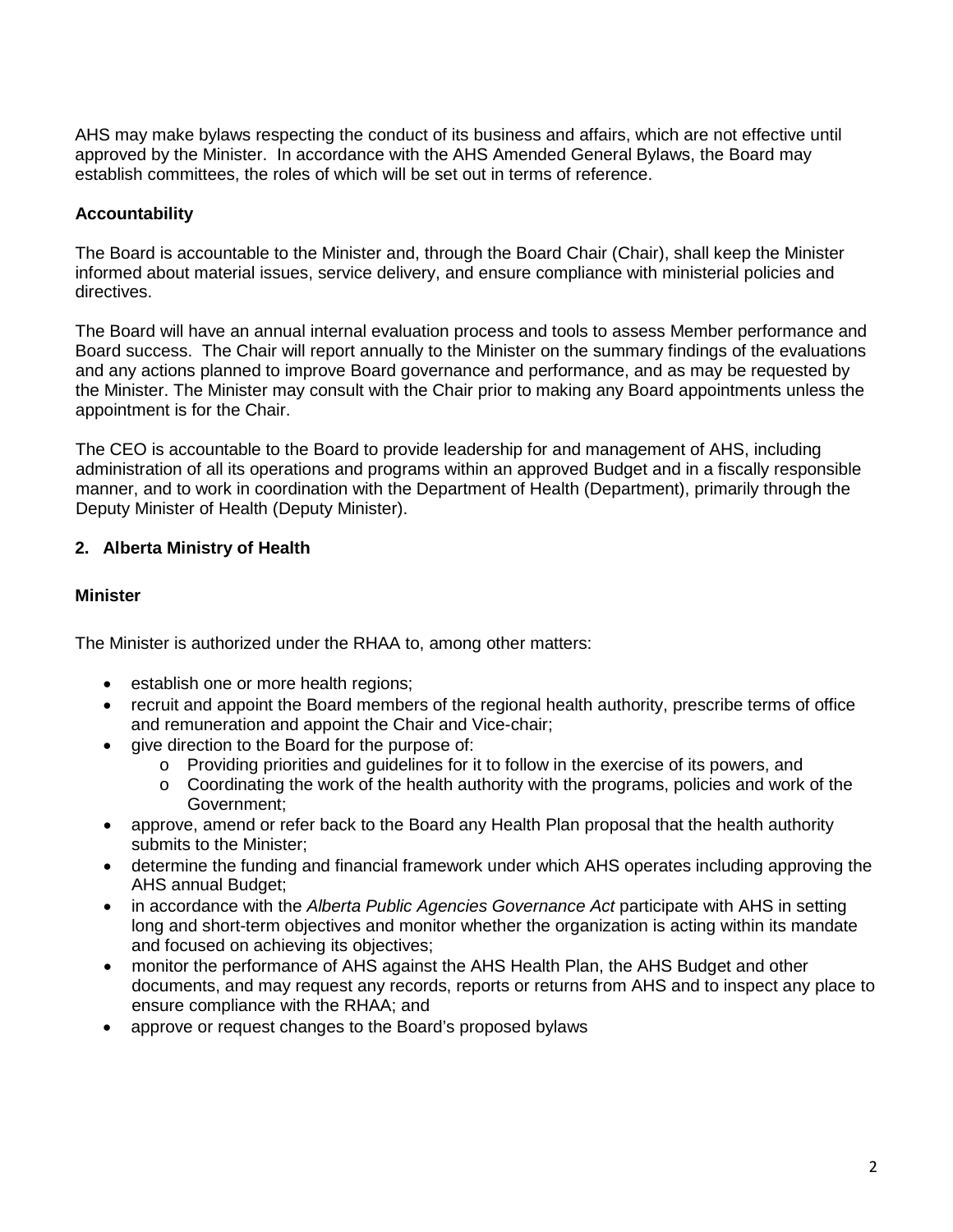AHS may make bylaws respecting the conduct of its business and affairs, which are not effective until approved by the Minister. In accordance with the AHS Amended General Bylaws, the Board may establish committees, the roles of which will be set out in terms of reference.

**Accountability**

The Board is accountable to the Minister and, through the Board Chair (Chair), shall keep the Minister informed about material issues, service delivery, and ensure compliance with ministerial policies and directives.

The Board will have an annual internal evaluation process and tools to assess Member performance and Board success. The Chair will report annually to the Minister on the summary findings of the evaluations and any actions planned to improve Board governance and performance, and as may be requested by the Minister. The Minister may consult with the Chair prior to making any Board appointments unless the appointment is for the Chair.

The CEO is accountable to the Board to provide leadership for and management of AHS, including administration of all its operations and programs within an approved Budget and in a fiscally responsible manner, and to work in coordination with the Department of Health (Department), primarily through the Deputy Minister of Health (Deputy Minister).

## 2. Alberta Ministry of Health

**Minister**

The Minister is authorized under the RHAA to, among other matters:

- establish one or more health regions;
- recruit and appoint the Board members of the regional health authority, prescribe terms of office and remuneration and appoint the Chair and Vice-chair;
- give direction to the Board for the purpose of:
  - Providing priorities and guidelines for it to follow in the exercise of its powers, and
  - Coordinating the work of the health authority with the programs, policies and work of the Government;
- approve, amend or refer back to the Board any Health Plan proposal that the health authority submits to the Minister;
- determine the funding and financial framework under which AHS operates including approving the AHS annual Budget;
- in accordance with the *Alberta Public Agencies Governance Act* participate with AHS in setting long and short-term objectives and monitor whether the organization is acting within its mandate and focused on achieving its objectives;
- monitor the performance of AHS against the AHS Health Plan, the AHS Budget and other documents, and may request any records, reports or returns from AHS and to inspect any place to ensure compliance with the RHAA; and
- approve or request changes to the Board's proposed bylaws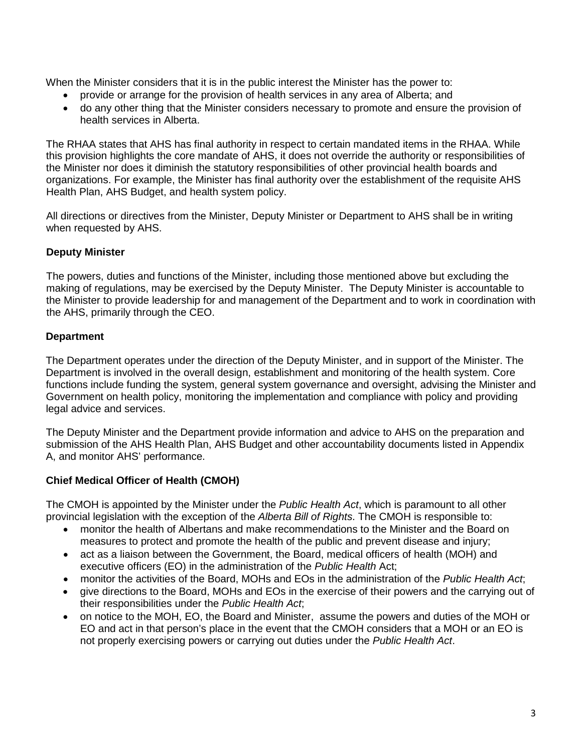When the Minister considers that it is in the public interest the Minister has the power to:

- provide or arrange for the provision of health services in any area of Alberta; and
- do any other thing that the Minister considers necessary to promote and ensure the provision of health services in Alberta.

The RHAA states that AHS has final authority in respect to certain mandated items in the RHAA. While this provision highlights the core mandate of AHS, it does not override the authority or responsibilities of the Minister nor does it diminish the statutory responsibilities of other provincial health boards and organizations. For example, the Minister has final authority over the establishment of the requisite AHS Health Plan, AHS Budget, and health system policy.

All directions or directives from the Minister, Deputy Minister or Department to AHS shall be in writing when requested by AHS.

**Deputy Minister**

The powers, duties and functions of the Minister, including those mentioned above but excluding the making of regulations, may be exercised by the Deputy Minister. The Deputy Minister is accountable to the Minister to provide leadership for and management of the Department and to work in coordination with the AHS, primarily through the CEO.

**Department**

The Department operates under the direction of the Deputy Minister, and in support of the Minister. The Department is involved in the overall design, establishment and monitoring of the health system. Core functions include funding the system, general system governance and oversight, advising the Minister and Government on health policy, monitoring the implementation and compliance with policy and providing legal advice and services.

The Deputy Minister and the Department provide information and advice to AHS on the preparation and submission of the AHS Health Plan, AHS Budget and other accountability documents listed in Appendix A, and monitor AHS' performance.

**Chief Medical Officer of Health (CMOH)**

The CMOH is appointed by the Minister under the *Public Health Act*, which is paramount to all other provincial legislation with the exception of the *Alberta Bill of Rights*. The CMOH is responsible to:

- monitor the health of Albertans and make recommendations to the Minister and the Board on measures to protect and promote the health of the public and prevent disease and injury;
- act as a liaison between the Government, the Board, medical officers of health (MOH) and executive officers (EO) in the administration of the *Public Health* Act;
- monitor the activities of the Board, MOHs and EOs in the administration of the *Public Health Act*;
- give directions to the Board, MOHs and EOs in the exercise of their powers and the carrying out of their responsibilities under the *Public Health Act*;
- on notice to the MOH, EO, the Board and Minister, assume the powers and duties of the MOH or EO and act in that person's place in the event that the CMOH considers that a MOH or an EO is not properly exercising powers or carrying out duties under the *Public Health Act*.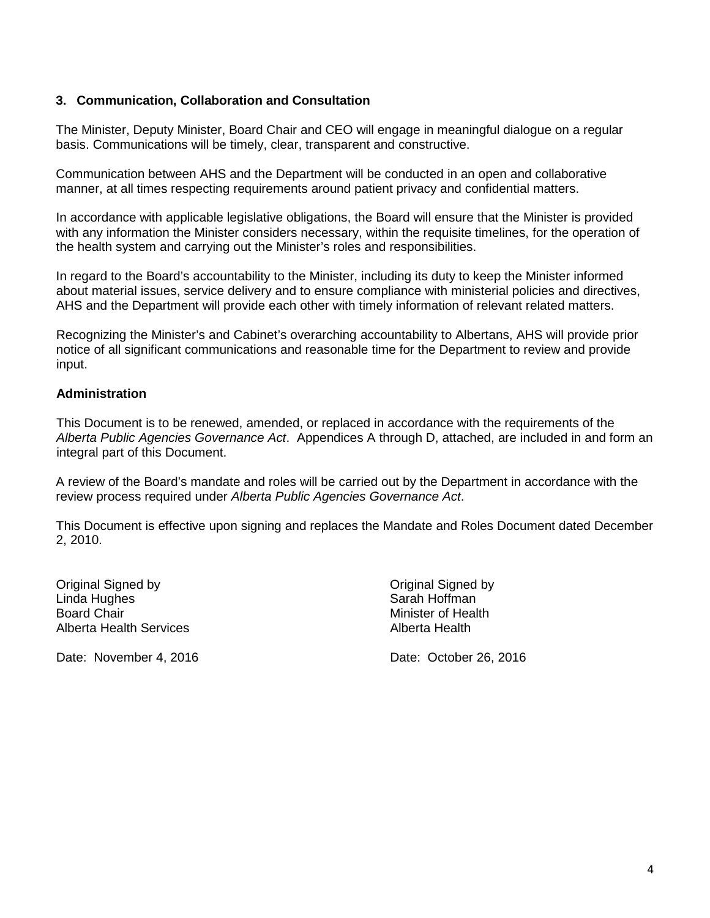### 3. Communication, Collaboration and Consultation

The Minister, Deputy Minister, Board Chair and CEO will engage in meaningful dialogue on a regular basis. Communications will be timely, clear, transparent and constructive.

Communication between AHS and the Department will be conducted in an open and collaborative manner, at all times respecting requirements around patient privacy and confidential matters.

In accordance with applicable legislative obligations, the Board will ensure that the Minister is provided with any information the Minister considers necessary, within the requisite timelines, for the operation of the health system and carrying out the Minister's roles and responsibilities.

In regard to the Board's accountability to the Minister, including its duty to keep the Minister informed about material issues, service delivery and to ensure compliance with ministerial policies and directives, AHS and the Department will provide each other with timely information of relevant related matters.

Recognizing the Minister's and Cabinet's overarching accountability to Albertans, AHS will provide prior notice of all significant communications and reasonable time for the Department to review and provide input.

### Administration

This Document is to be renewed, amended, or replaced in accordance with the requirements of the *Alberta Public Agencies Governance Act*. Appendices A through D, attached, are included in and form an integral part of this Document.

A review of the Board's mandate and roles will be carried out by the Department in accordance with the review process required under *Alberta Public Agencies Governance Act*.

This Document is effective upon signing and replaces the Mandate and Roles Document dated December 2, 2010.

Original Signed by
Linda Hughes
Board Chair
Alberta Health Services

Date: November 4, 2016

Original Signed by
Sarah Hoffman
Minister of Health
Alberta Health

Date: October 26, 2016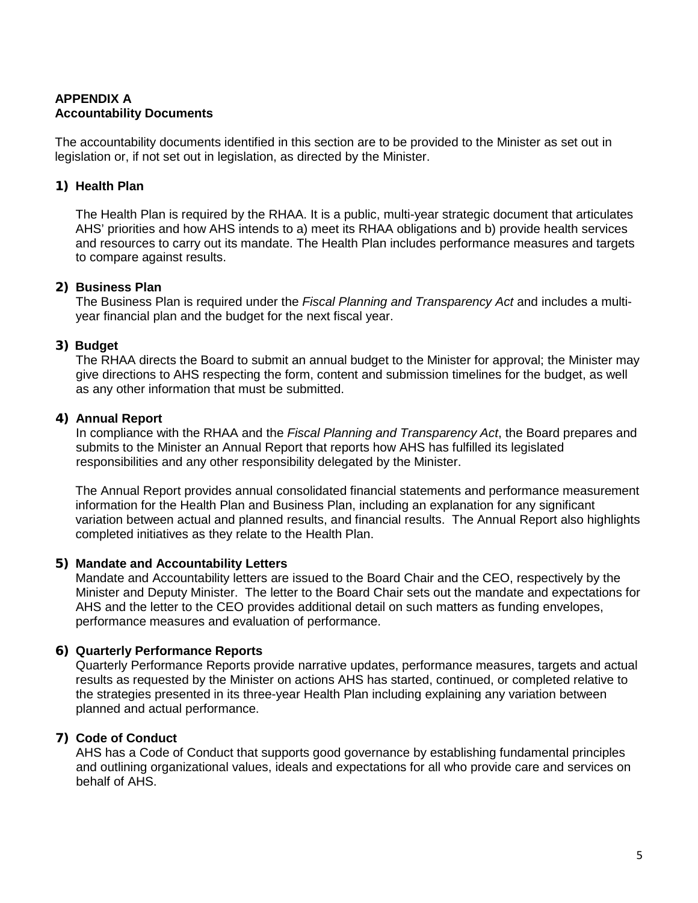**APPENDIX A**
**Accountability Documents**

The accountability documents identified in this section are to be provided to the Minister as set out in legislation or, if not set out in legislation, as directed by the Minister.

**1) Health Plan**

The Health Plan is required by the RHAA. It is a public, multi-year strategic document that articulates AHS' priorities and how AHS intends to a) meet its RHAA obligations and b) provide health services and resources to carry out its mandate. The Health Plan includes performance measures and targets to compare against results.

**2) Business Plan**

The Business Plan is required under the *Fiscal Planning and Transparency Act* and includes a multi-year financial plan and the budget for the next fiscal year.

**3) Budget**

The RHAA directs the Board to submit an annual budget to the Minister for approval; the Minister may give directions to AHS respecting the form, content and submission timelines for the budget, as well as any other information that must be submitted.

**4) Annual Report**

In compliance with the RHAA and the *Fiscal Planning and Transparency Act*, the Board prepares and submits to the Minister an Annual Report that reports how AHS has fulfilled its legislated responsibilities and any other responsibility delegated by the Minister.

The Annual Report provides annual consolidated financial statements and performance measurement information for the Health Plan and Business Plan, including an explanation for any significant variation between actual and planned results, and financial results. The Annual Report also highlights completed initiatives as they relate to the Health Plan.

**5) Mandate and Accountability Letters**

Mandate and Accountability letters are issued to the Board Chair and the CEO, respectively by the Minister and Deputy Minister. The letter to the Board Chair sets out the mandate and expectations for AHS and the letter to the CEO provides additional detail on such matters as funding envelopes, performance measures and evaluation of performance.

**6) Quarterly Performance Reports**

Quarterly Performance Reports provide narrative updates, performance measures, targets and actual results as requested by the Minister on actions AHS has started, continued, or completed relative to the strategies presented in its three-year Health Plan including explaining any variation between planned and actual performance.

**7) Code of Conduct**

AHS has a Code of Conduct that supports good governance by establishing fundamental principles and outlining organizational values, ideals and expectations for all who provide care and services on behalf of AHS.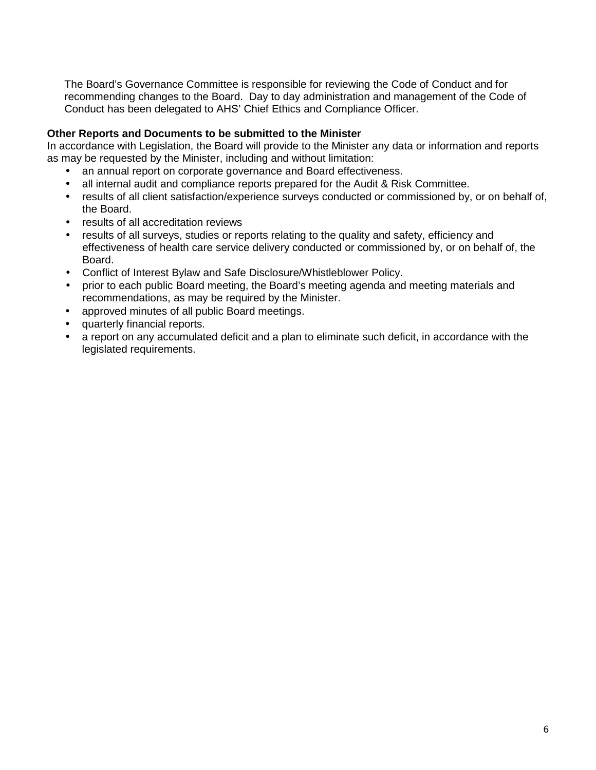The Board's Governance Committee is responsible for reviewing the Code of Conduct and for recommending changes to the Board. Day to day administration and management of the Code of Conduct has been delegated to AHS' Chief Ethics and Compliance Officer.

**Other Reports and Documents to be submitted to the Minister**

In accordance with Legislation, the Board will provide to the Minister any data or information and reports as may be requested by the Minister, including and without limitation:

- an annual report on corporate governance and Board effectiveness.
- all internal audit and compliance reports prepared for the Audit & Risk Committee.
- results of all client satisfaction/experience surveys conducted or commissioned by, or on behalf of, the Board.
- results of all accreditation reviews
- results of all surveys, studies or reports relating to the quality and safety, efficiency and effectiveness of health care service delivery conducted or commissioned by, or on behalf of, the Board.
- Conflict of Interest Bylaw and Safe Disclosure/Whistleblower Policy.
- prior to each public Board meeting, the Board's meeting agenda and meeting materials and recommendations, as may be required by the Minister.
- approved minutes of all public Board meetings.
- quarterly financial reports.
- a report on any accumulated deficit and a plan to eliminate such deficit, in accordance with the legislated requirements.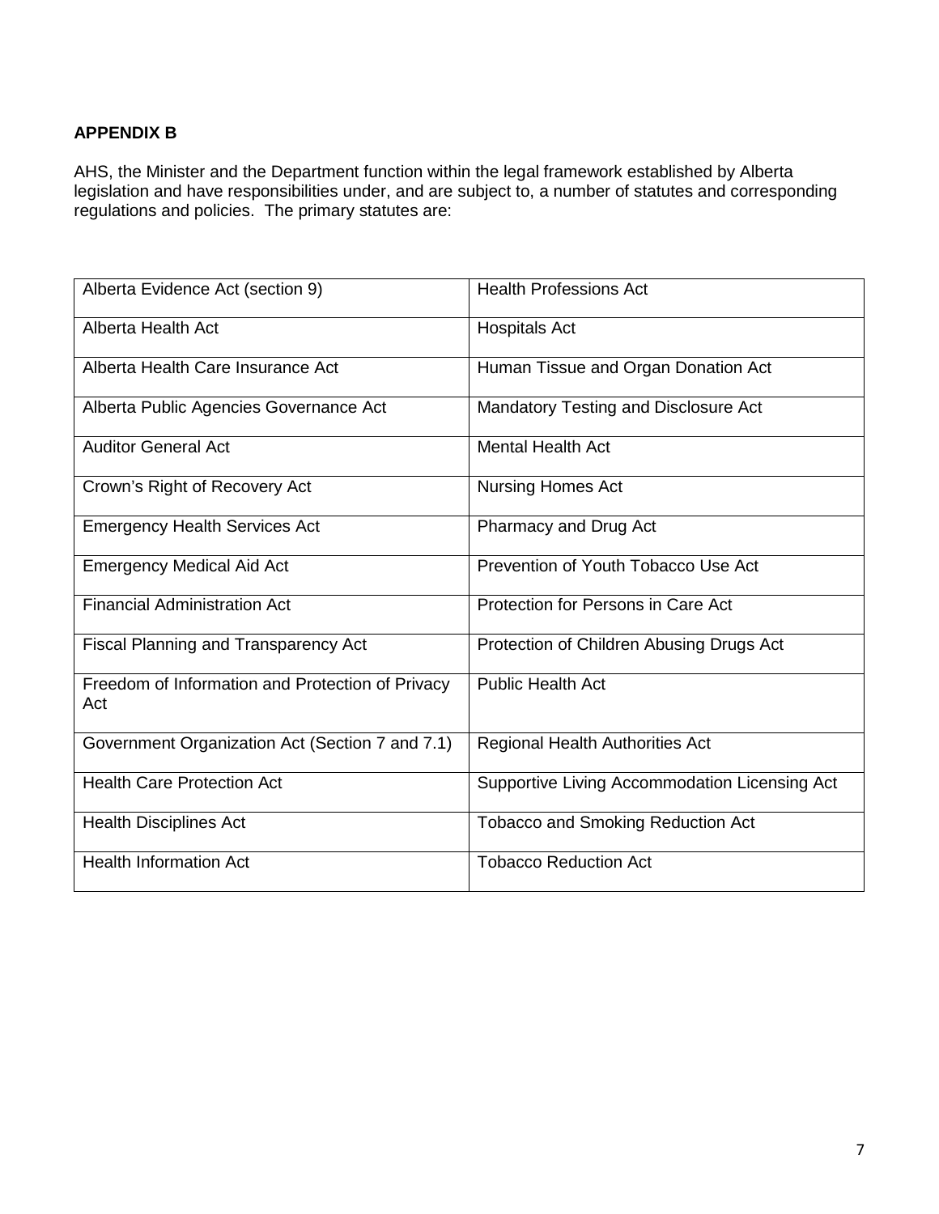**APPENDIX B**

AHS, the Minister and the Department function within the legal framework established by Alberta legislation and have responsibilities under, and are subject to, a number of statutes and corresponding regulations and policies. The primary statutes are:

| | |
|---|---|
| Alberta Evidence Act (section 9) | Health Professions Act |
| Alberta Health Act | Hospitals Act |
| Alberta Health Care Insurance Act | Human Tissue and Organ Donation Act |
| Alberta Public Agencies Governance Act | Mandatory Testing and Disclosure Act |
| Auditor General Act | Mental Health Act |
| Crown's Right of Recovery Act | Nursing Homes Act |
| Emergency Health Services Act | Pharmacy and Drug Act |
| Emergency Medical Aid Act | Prevention of Youth Tobacco Use Act |
| Financial Administration Act | Protection for Persons in Care Act |
| Fiscal Planning and Transparency Act | Protection of Children Abusing Drugs Act |
| Freedom of Information and Protection of Privacy Act | Public Health Act |
| Government Organization Act (Section 7 and 7.1) | Regional Health Authorities Act |
| Health Care Protection Act | Supportive Living Accommodation Licensing Act |
| Health Disciplines Act | Tobacco and Smoking Reduction Act |
| Health Information Act | Tobacco Reduction Act |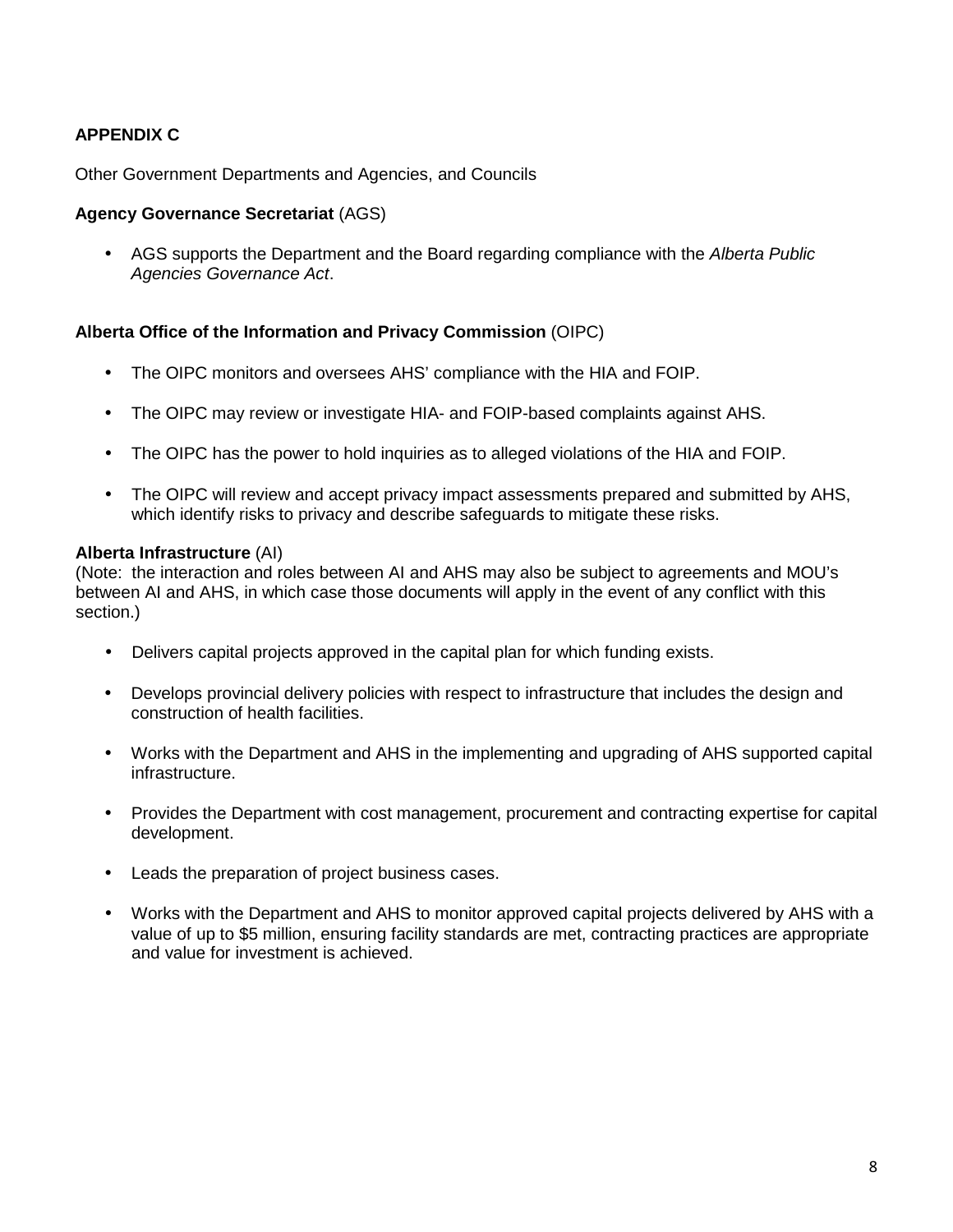**APPENDIX C**

Other Government Departments and Agencies, and Councils

**Agency Governance Secretariat** (AGS)

- AGS supports the Department and the Board regarding compliance with the *Alberta Public Agencies Governance Act*.

**Alberta Office of the Information and Privacy Commission** (OIPC)

- The OIPC monitors and oversees AHS' compliance with the HIA and FOIP.
- The OIPC may review or investigate HIA- and FOIP-based complaints against AHS.
- The OIPC has the power to hold inquiries as to alleged violations of the HIA and FOIP.
- The OIPC will review and accept privacy impact assessments prepared and submitted by AHS, which identify risks to privacy and describe safeguards to mitigate these risks.

**Alberta Infrastructure** (AI)
(Note: the interaction and roles between AI and AHS may also be subject to agreements and MOU's between AI and AHS, in which case those documents will apply in the event of any conflict with this section.)

- Delivers capital projects approved in the capital plan for which funding exists.
- Develops provincial delivery policies with respect to infrastructure that includes the design and construction of health facilities.
- Works with the Department and AHS in the implementing and upgrading of AHS supported capital infrastructure.
- Provides the Department with cost management, procurement and contracting expertise for capital development.
- Leads the preparation of project business cases.
- Works with the Department and AHS to monitor approved capital projects delivered by AHS with a value of up to $5 million, ensuring facility standards are met, contracting practices are appropriate and value for investment is achieved.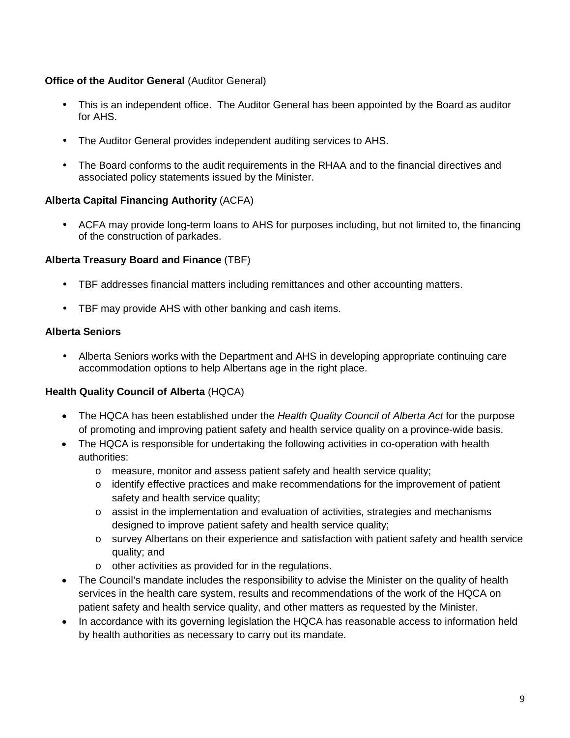**Office of the Auditor General** (Auditor General)

- This is an independent office. The Auditor General has been appointed by the Board as auditor for AHS.
- The Auditor General provides independent auditing services to AHS.
- The Board conforms to the audit requirements in the RHAA and to the financial directives and associated policy statements issued by the Minister.

**Alberta Capital Financing Authority** (ACFA)

- ACFA may provide long-term loans to AHS for purposes including, but not limited to, the financing of the construction of parkades.

**Alberta Treasury Board and Finance** (TBF)

- TBF addresses financial matters including remittances and other accounting matters.
- TBF may provide AHS with other banking and cash items.

**Alberta Seniors**

- Alberta Seniors works with the Department and AHS in developing appropriate continuing care accommodation options to help Albertans age in the right place.

**Health Quality Council of Alberta** (HQCA)

- The HQCA has been established under the *Health Quality Council of Alberta Act* for the purpose of promoting and improving patient safety and health service quality on a province-wide basis.
- The HQCA is responsible for undertaking the following activities in co-operation with health authorities:
  - measure, monitor and assess patient safety and health service quality;
  - identify effective practices and make recommendations for the improvement of patient safety and health service quality;
  - assist in the implementation and evaluation of activities, strategies and mechanisms designed to improve patient safety and health service quality;
  - survey Albertans on their experience and satisfaction with patient safety and health service quality; and
  - other activities as provided for in the regulations.
- The Council's mandate includes the responsibility to advise the Minister on the quality of health services in the health care system, results and recommendations of the work of the HQCA on patient safety and health service quality, and other matters as requested by the Minister.
- In accordance with its governing legislation the HQCA has reasonable access to information held by health authorities as necessary to carry out its mandate.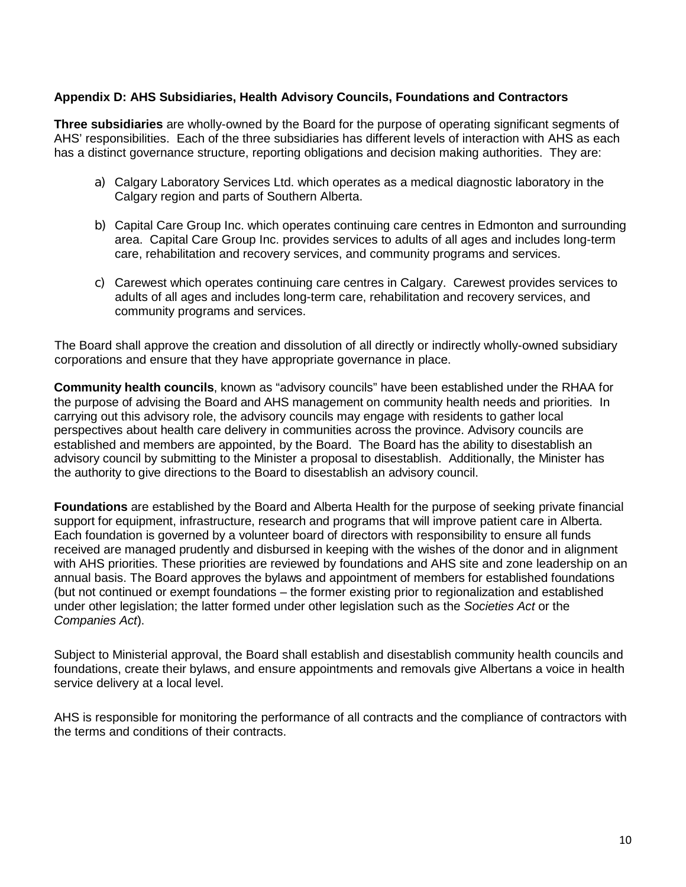**Appendix D: AHS Subsidiaries, Health Advisory Councils, Foundations and Contractors**

**Three subsidiaries** are wholly-owned by the Board for the purpose of operating significant segments of AHS' responsibilities. Each of the three subsidiaries has different levels of interaction with AHS as each has a distinct governance structure, reporting obligations and decision making authorities. They are:

a) Calgary Laboratory Services Ltd. which operates as a medical diagnostic laboratory in the Calgary region and parts of Southern Alberta.

b) Capital Care Group Inc. which operates continuing care centres in Edmonton and surrounding area. Capital Care Group Inc. provides services to adults of all ages and includes long-term care, rehabilitation and recovery services, and community programs and services.

c) Carewest which operates continuing care centres in Calgary. Carewest provides services to adults of all ages and includes long-term care, rehabilitation and recovery services, and community programs and services.

The Board shall approve the creation and dissolution of all directly or indirectly wholly-owned subsidiary corporations and ensure that they have appropriate governance in place.

**Community health councils**, known as "advisory councils" have been established under the RHAA for the purpose of advising the Board and AHS management on community health needs and priorities. In carrying out this advisory role, the advisory councils may engage with residents to gather local perspectives about health care delivery in communities across the province. Advisory councils are established and members are appointed, by the Board. The Board has the ability to disestablish an advisory council by submitting to the Minister a proposal to disestablish. Additionally, the Minister has the authority to give directions to the Board to disestablish an advisory council.

**Foundations** are established by the Board and Alberta Health for the purpose of seeking private financial support for equipment, infrastructure, research and programs that will improve patient care in Alberta. Each foundation is governed by a volunteer board of directors with responsibility to ensure all funds received are managed prudently and disbursed in keeping with the wishes of the donor and in alignment with AHS priorities. These priorities are reviewed by foundations and AHS site and zone leadership on an annual basis. The Board approves the bylaws and appointment of members for established foundations (but not continued or exempt foundations – the former existing prior to regionalization and established under other legislation; the latter formed under other legislation such as the *Societies Act* or the *Companies Act*).

Subject to Ministerial approval, the Board shall establish and disestablish community health councils and foundations, create their bylaws, and ensure appointments and removals give Albertans a voice in health service delivery at a local level.

AHS is responsible for monitoring the performance of all contracts and the compliance of contractors with the terms and conditions of their contracts.